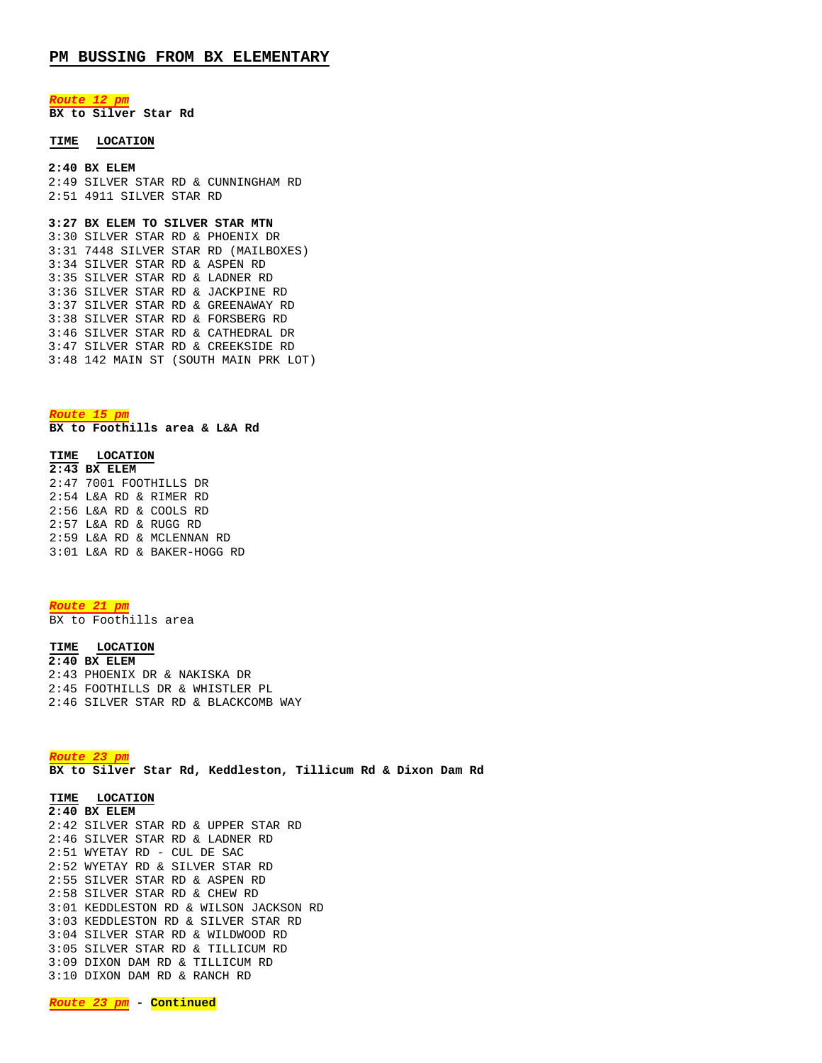# PM BUSSING FROM BX ELEMENTARY

***Route 12 pm***

**BX to Silver Star Rd**

| TIME | LOCATION |
|---|---|
| **2:40** | **BX ELEM** |
| 2:49 | SILVER STAR RD & CUNNINGHAM RD |
| 2:51 | 4911 SILVER STAR RD |
| **3:27** | **BX ELEM TO SILVER STAR MTN** |
| 3:30 | SILVER STAR RD & PHOENIX DR |
| 3:31 | 7448 SILVER STAR RD (MAILBOXES) |
| 3:34 | SILVER STAR RD & ASPEN RD |
| 3:35 | SILVER STAR RD & LADNER RD |
| 3:36 | SILVER STAR RD & JACKPINE RD |
| 3:37 | SILVER STAR RD & GREENAWAY RD |
| 3:38 | SILVER STAR RD & FORSBERG RD |
| 3:46 | SILVER STAR RD & CATHEDRAL DR |
| 3:47 | SILVER STAR RD & CREEKSIDE RD |
| 3:48 | 142 MAIN ST (SOUTH MAIN PRK LOT) |

***Route 15 pm***

**BX to Foothills area & L&A Rd**

| TIME | LOCATION |
|---|---|
| **2:43** | **BX ELEM** |
| 2:47 | 7001 FOOTHILLS DR |
| 2:54 | L&A RD & RIMER RD |
| 2:56 | L&A RD & COOLS RD |
| 2:57 | L&A RD & RUGG RD |
| 2:59 | L&A RD & MCLENNAN RD |
| 3:01 | L&A RD & BAKER-HOGG RD |

***Route 21 pm***

BX to Foothills area

| TIME | LOCATION |
|---|---|
| **2:40** | **BX ELEM** |
| 2:43 | PHOENIX DR & NAKISKA DR |
| 2:45 | FOOTHILLS DR & WHISTLER PL |
| 2:46 | SILVER STAR RD & BLACKCOMB WAY |

***Route 23 pm***

**BX to Silver Star Rd, Keddleston, Tillicum Rd & Dixon Dam Rd**

| TIME | LOCATION |
|---|---|
| **2:40** | **BX ELEM** |
| 2:42 | SILVER STAR RD & UPPER STAR RD |
| 2:46 | SILVER STAR RD & LADNER RD |
| 2:51 | WYETAY RD - CUL DE SAC |
| 2:52 | WYETAY RD & SILVER STAR RD |
| 2:55 | SILVER STAR RD & ASPEN RD |
| 2:58 | SILVER STAR RD & CHEW RD |
| 3:01 | KEDDLESTON RD & WILSON JACKSON RD |
| 3:03 | KEDDLESTON RD & SILVER STAR RD |
| 3:04 | SILVER STAR RD & WILDWOOD RD |
| 3:05 | SILVER STAR RD & TILLICUM RD |
| 3:09 | DIXON DAM RD & TILLICUM RD |
| 3:10 | DIXON DAM RD & RANCH RD |

***Route 23 pm*** **- Continued**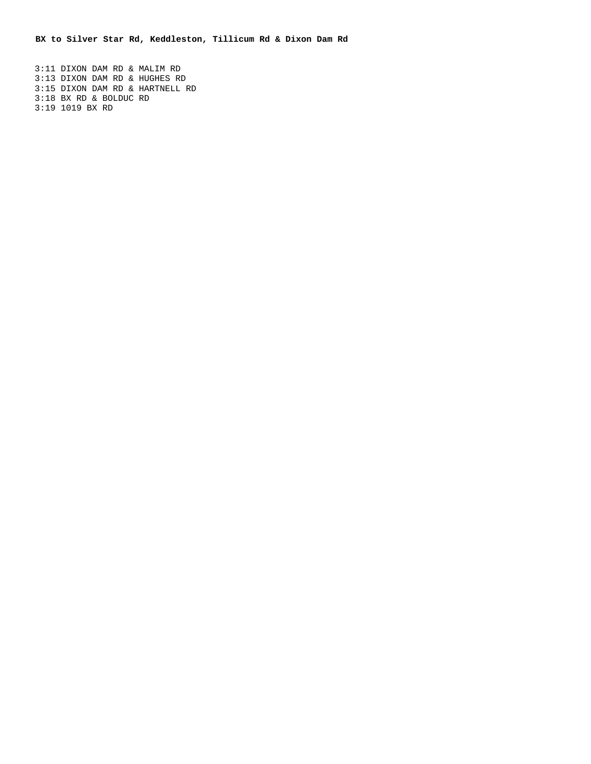**BX to Silver Star Rd, Keddleston, Tillicum Rd & Dixon Dam Rd**

3:11 DIXON DAM RD & MALIM RD
3:13 DIXON DAM RD & HUGHES RD
3:15 DIXON DAM RD & HARTNELL RD
3:18 BX RD & BOLDUC RD
3:19 1019 BX RD